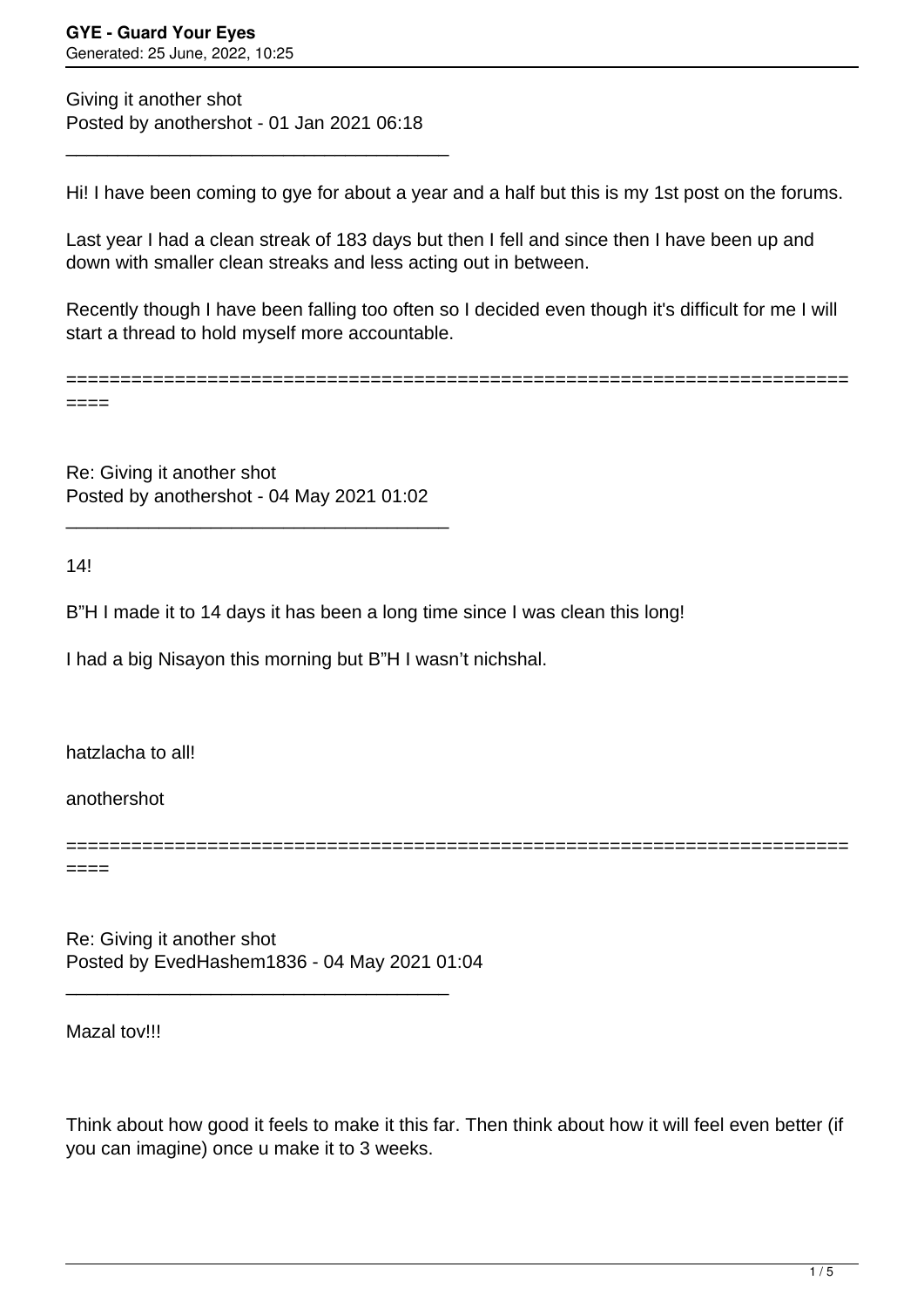Giving it another shot
Posted by anothershot - 01 Jan 2021 06:18

---

Hi! I have been coming to gye for about a year and a half but this is my 1st post on the forums.

Last year I had a clean streak of 183 days but then I fell and since then I have been up and down with smaller clean streaks and less acting out in between.

Recently though I have been falling too often so I decided even though it's difficult for me I will start a thread to hold myself more accountable.

============================================================================

Re: Giving it another shot
Posted by anothershot - 04 May 2021 01:02

---

14!

B"H I made it to 14 days it has been a long time since I was clean this long!

I had a big Nisayon this morning but B"H I wasn't nichshal.

hatzlacha to all!

anothershot

============================================================================

Re: Giving it another shot
Posted by EvedHashem1836 - 04 May 2021 01:04

---

Mazal tov!!!

Think about how good it feels to make it this far. Then think about how it will feel even better (if you can imagine) once u make it to 3 weeks.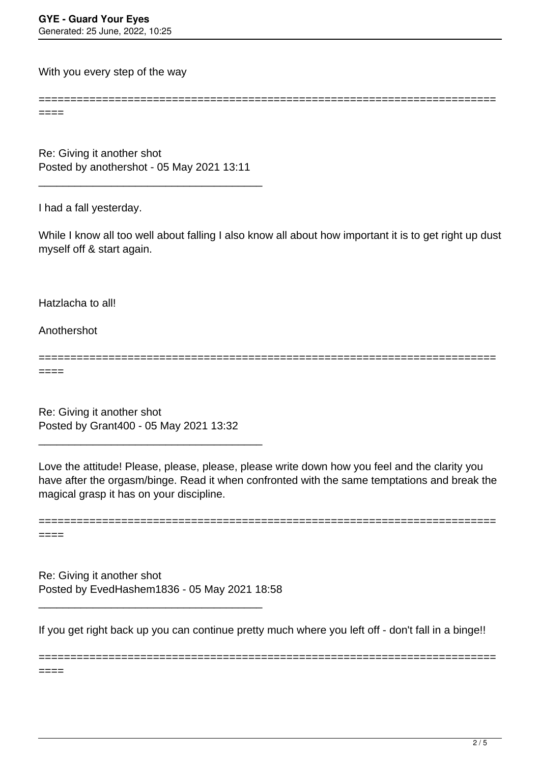With you every step of the way

============================================================================

Re: Giving it another shot
Posted by anothershot - 05 May 2021 13:11

_____________________________________

I had a fall yesterday.

While I know all too well about falling I also know all about how important it is to get right up dust myself off & start again.

Hatzlacha to all!

Anothershot

============================================================================

Re: Giving it another shot
Posted by Grant400 - 05 May 2021 13:32

_____________________________________

Love the attitude! Please, please, please, please write down how you feel and the clarity you have after the orgasm/binge. Read it when confronted with the same temptations and break the magical grasp it has on your discipline.

============================================================================

Re: Giving it another shot
Posted by EvedHashem1836 - 05 May 2021 18:58

_____________________________________

If you get right back up you can continue pretty much where you left off - don't fall in a binge!!

============================================================================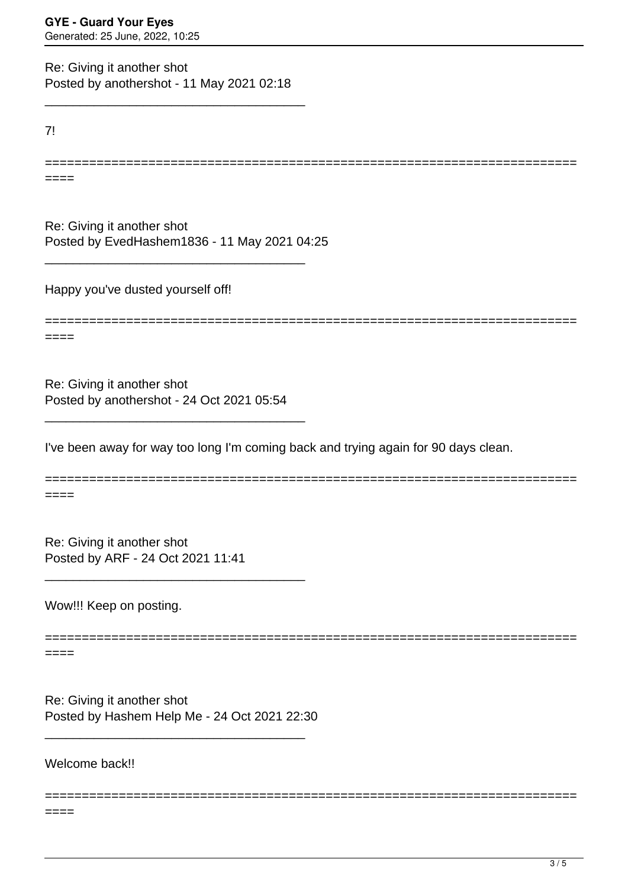Re: Giving it another shot
Posted by anothershot - 11 May 2021 02:18

---

7!

---

Re: Giving it another shot
Posted by EvedHashem1836 - 11 May 2021 04:25

---

Happy you've dusted yourself off!

---

Re: Giving it another shot
Posted by anothershot - 24 Oct 2021 05:54

---

I've been away for way too long I'm coming back and trying again for 90 days clean.

---

Re: Giving it another shot
Posted by ARF - 24 Oct 2021 11:41

---

Wow!!! Keep on posting.

---

Re: Giving it another shot
Posted by Hashem Help Me - 24 Oct 2021 22:30

---

Welcome back!!

---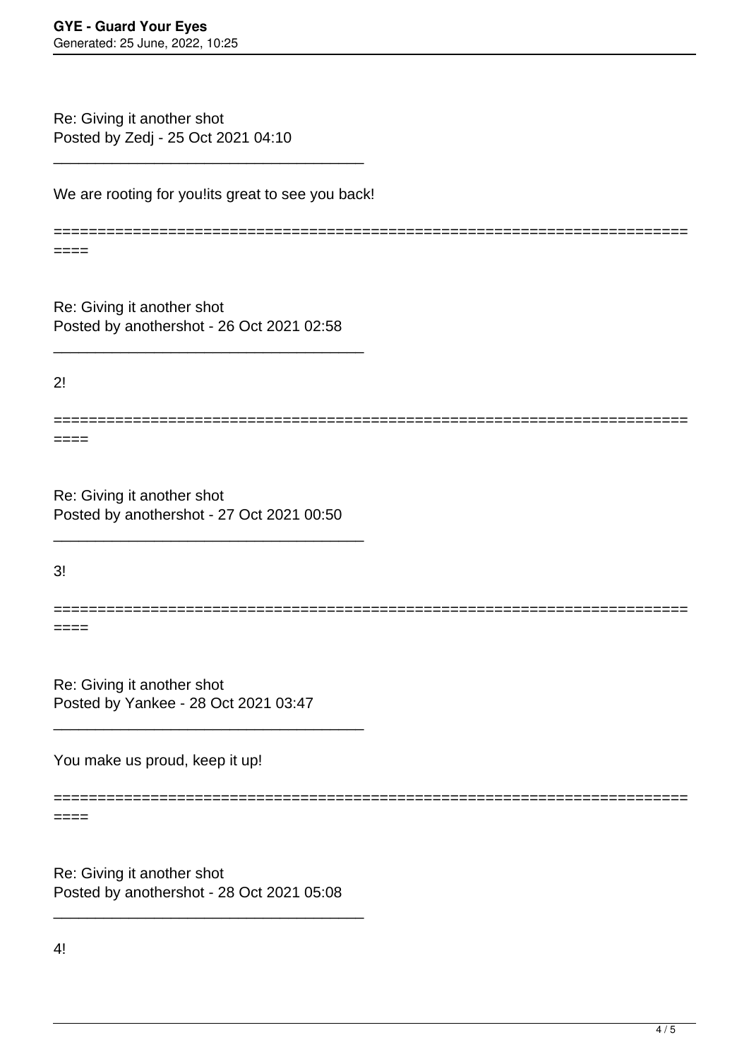Re: Giving it another shot
Posted by Zedj - 25 Oct 2021 04:10

_____________________________________

We are rooting for you!its great to see you back!

========================================================================
====

Re: Giving it another shot
Posted by anothershot - 26 Oct 2021 02:58

_____________________________________

2!

========================================================================
====

Re: Giving it another shot
Posted by anothershot - 27 Oct 2021 00:50

_____________________________________

3!

========================================================================
====

Re: Giving it another shot
Posted by Yankee - 28 Oct 2021 03:47

_____________________________________

You make us proud, keep it up!

========================================================================
====

Re: Giving it another shot
Posted by anothershot - 28 Oct 2021 05:08

_____________________________________

4!